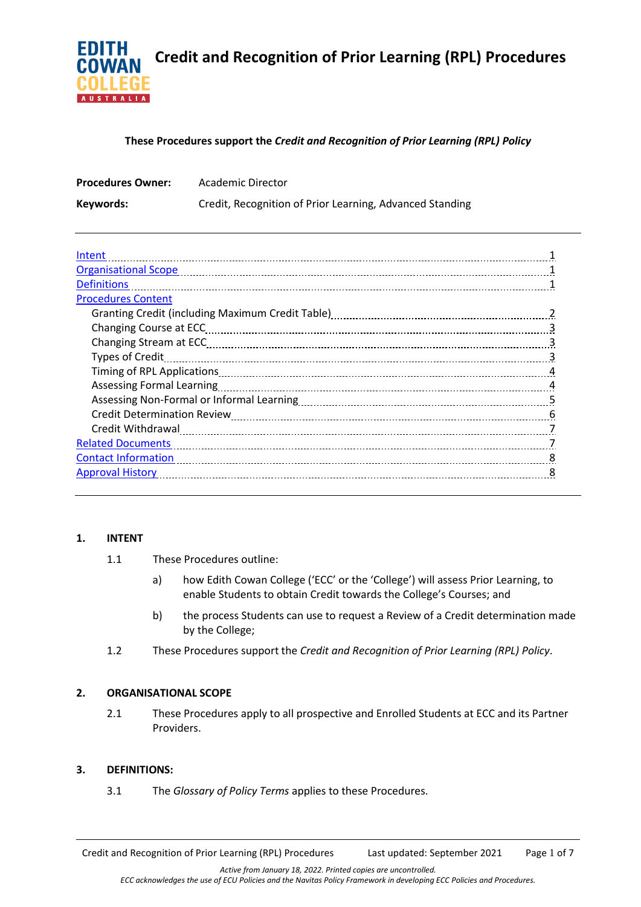# Credit and Recognition of Prior Learning (RPL) Procedures

**These Procedures support the *Credit and Recognition of Prior Learning (RPL) Policy***

**Procedures Owner:** Academic Director

**Keywords:** Credit, Recognition of Prior Learning, Advanced Standing

---

| | |
|---|---|
| Intent | 1 |
| Organisational Scope | 1 |
| Definitions | 1 |
| Procedures Content | |
| Granting Credit (including Maximum Credit Table) | 2 |
| Changing Course at ECC | 3 |
| Changing Stream at ECC | 3 |
| Types of Credit | 3 |
| Timing of RPL Applications | 4 |
| Assessing Formal Learning | 4 |
| Assessing Non-Formal or Informal Learning | 5 |
| Credit Determination Review | 6 |
| Credit Withdrawal | 7 |
| Related Documents | 7 |
| Contact Information | 8 |
| Approval History | 8 |

---

## 1. INTENT

1.1 These Procedures outline:

a) how Edith Cowan College ('ECC' or the 'College') will assess Prior Learning, to enable Students to obtain Credit towards the College's Courses; and

b) the process Students can use to request a Review of a Credit determination made by the College;

1.2 These Procedures support the *Credit and Recognition of Prior Learning (RPL) Policy*.

## 2. ORGANISATIONAL SCOPE

2.1 These Procedures apply to all prospective and Enrolled Students at ECC and its Partner Providers.

## 3. DEFINITIONS:

3.1 The *Glossary of Policy Terms* applies to these Procedures.

*Active from January 18, 2022. Printed copies are uncontrolled.*

*ECC acknowledges the use of ECU Policies and the Navitas Policy Framework in developing ECC Policies and Procedures.*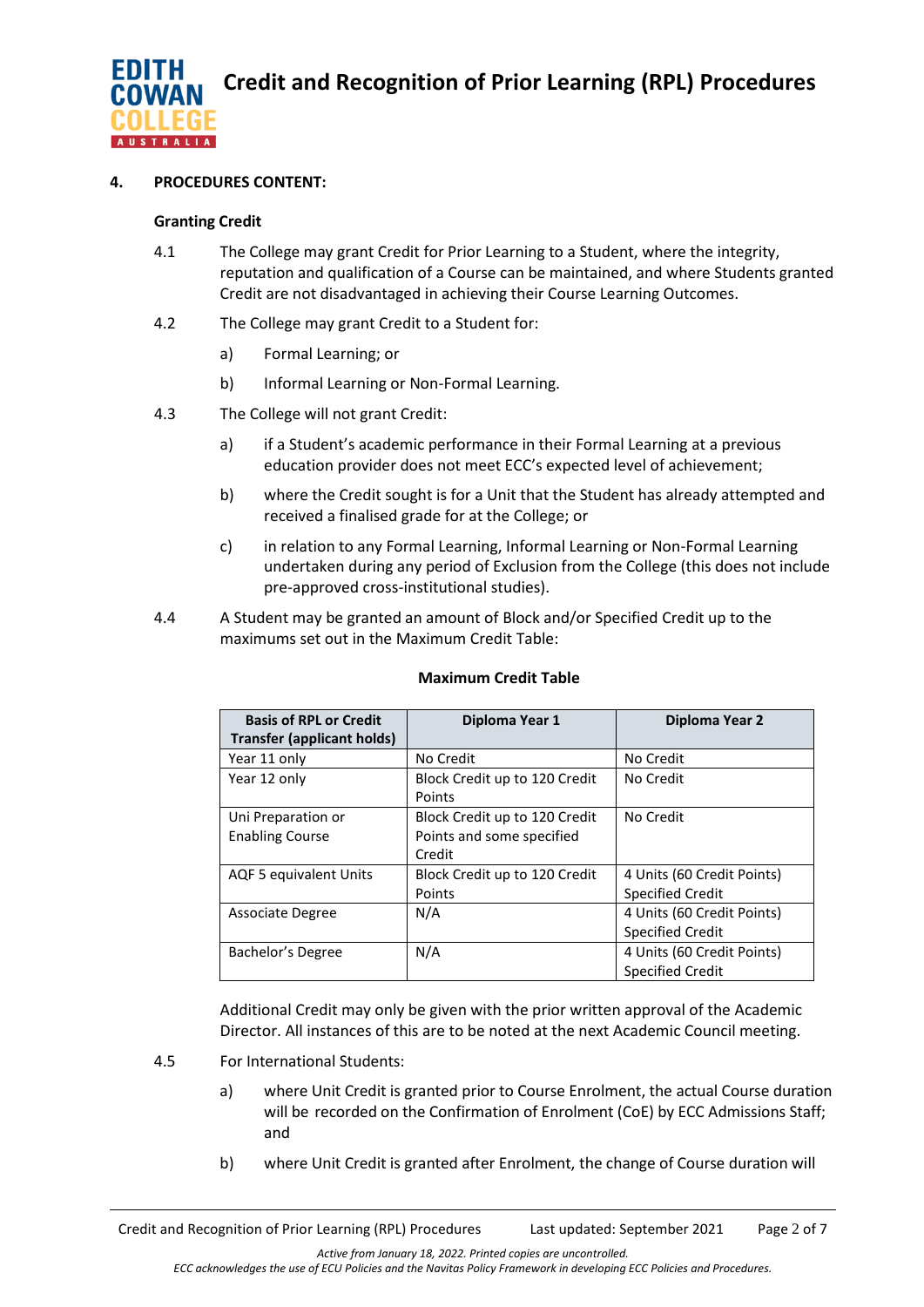## 4. PROCEDURES CONTENT:

### Granting Credit

4.1 The College may grant Credit for Prior Learning to a Student, where the integrity, reputation and qualification of a Course can be maintained, and where Students granted Credit are not disadvantaged in achieving their Course Learning Outcomes.

4.2 The College may grant Credit to a Student for:

a) Formal Learning; or

b) Informal Learning or Non-Formal Learning.

4.3 The College will not grant Credit:

a) if a Student's academic performance in their Formal Learning at a previous education provider does not meet ECC's expected level of achievement;

b) where the Credit sought is for a Unit that the Student has already attempted and received a finalised grade for at the College; or

c) in relation to any Formal Learning, Informal Learning or Non-Formal Learning undertaken during any period of Exclusion from the College (this does not include pre-approved cross-institutional studies).

4.4 A Student may be granted an amount of Block and/or Specified Credit up to the maximums set out in the Maximum Credit Table:

**Maximum Credit Table**

| Basis of RPL or Credit Transfer (applicant holds) | Diploma Year 1 | Diploma Year 2 |
|---|---|---|
| Year 11 only | No Credit | No Credit |
| Year 12 only | Block Credit up to 120 Credit Points | No Credit |
| Uni Preparation or Enabling Course | Block Credit up to 120 Credit Points and some specified Credit | No Credit |
| AQF 5 equivalent Units | Block Credit up to 120 Credit Points | 4 Units (60 Credit Points) Specified Credit |
| Associate Degree | N/A | 4 Units (60 Credit Points) Specified Credit |
| Bachelor's Degree | N/A | 4 Units (60 Credit Points) Specified Credit |

Additional Credit may only be given with the prior written approval of the Academic Director. All instances of this are to be noted at the next Academic Council meeting.

4.5 For International Students:

a) where Unit Credit is granted prior to Course Enrolment, the actual Course duration will be recorded on the Confirmation of Enrolment (CoE) by ECC Admissions Staff; and

b) where Unit Credit is granted after Enrolment, the change of Course duration will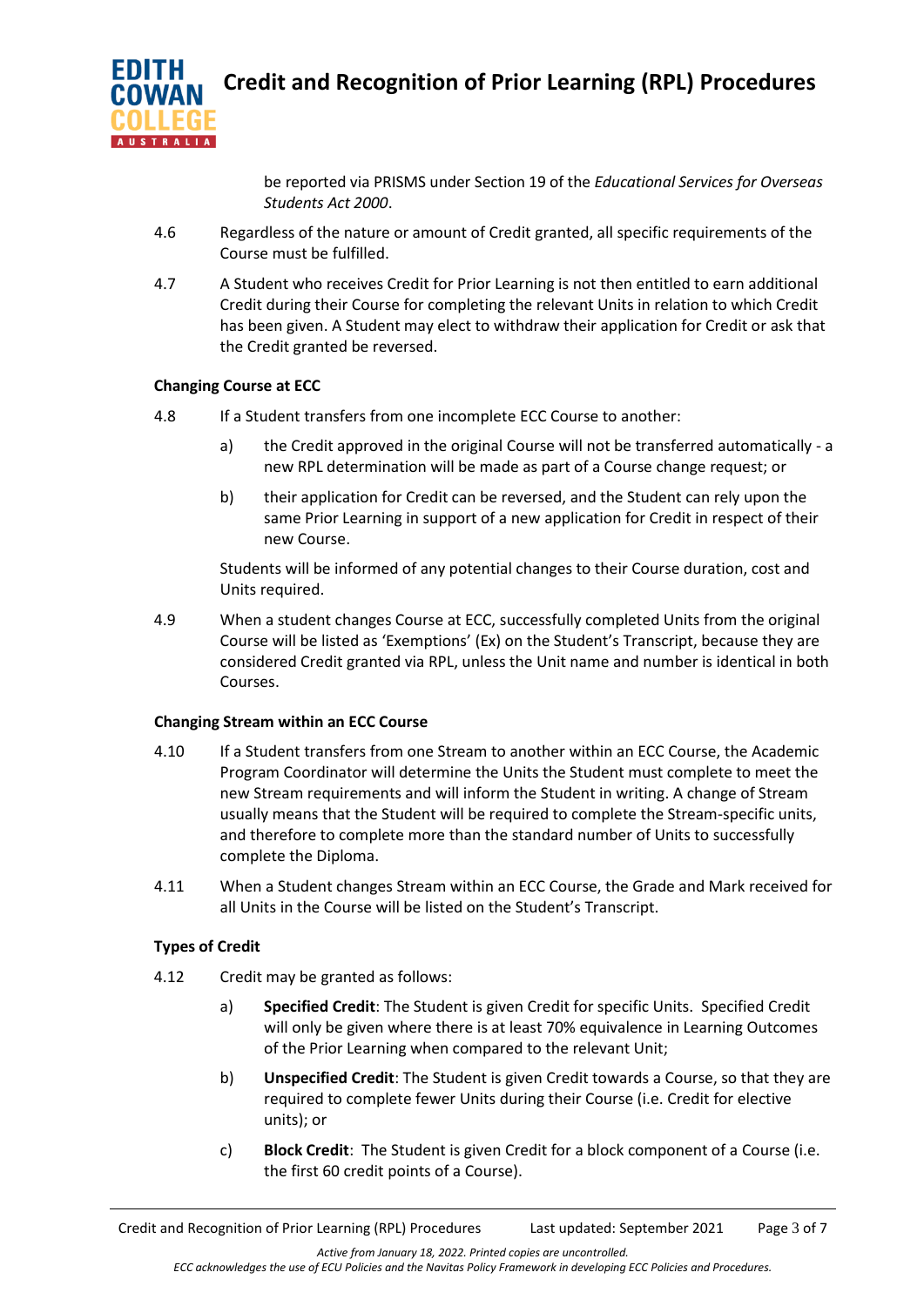be reported via PRISMS under Section 19 of the *Educational Services for Overseas Students Act 2000*.

4.6 Regardless of the nature or amount of Credit granted, all specific requirements of the Course must be fulfilled.

4.7 A Student who receives Credit for Prior Learning is not then entitled to earn additional Credit during their Course for completing the relevant Units in relation to which Credit has been given. A Student may elect to withdraw their application for Credit or ask that the Credit granted be reversed.

**Changing Course at ECC**

4.8 If a Student transfers from one incomplete ECC Course to another:

a) the Credit approved in the original Course will not be transferred automatically - a new RPL determination will be made as part of a Course change request; or

b) their application for Credit can be reversed, and the Student can rely upon the same Prior Learning in support of a new application for Credit in respect of their new Course.

Students will be informed of any potential changes to their Course duration, cost and Units required.

4.9 When a student changes Course at ECC, successfully completed Units from the original Course will be listed as 'Exemptions' (Ex) on the Student's Transcript, because they are considered Credit granted via RPL, unless the Unit name and number is identical in both Courses.

**Changing Stream within an ECC Course**

4.10 If a Student transfers from one Stream to another within an ECC Course, the Academic Program Coordinator will determine the Units the Student must complete to meet the new Stream requirements and will inform the Student in writing. A change of Stream usually means that the Student will be required to complete the Stream-specific units, and therefore to complete more than the standard number of Units to successfully complete the Diploma.

4.11 When a Student changes Stream within an ECC Course, the Grade and Mark received for all Units in the Course will be listed on the Student's Transcript.

**Types of Credit**

4.12 Credit may be granted as follows:

a) **Specified Credit**: The Student is given Credit for specific Units. Specified Credit will only be given where there is at least 70% equivalence in Learning Outcomes of the Prior Learning when compared to the relevant Unit;

b) **Unspecified Credit**: The Student is given Credit towards a Course, so that they are required to complete fewer Units during their Course (i.e. Credit for elective units); or

c) **Block Credit**: The Student is given Credit for a block component of a Course (i.e. the first 60 credit points of a Course).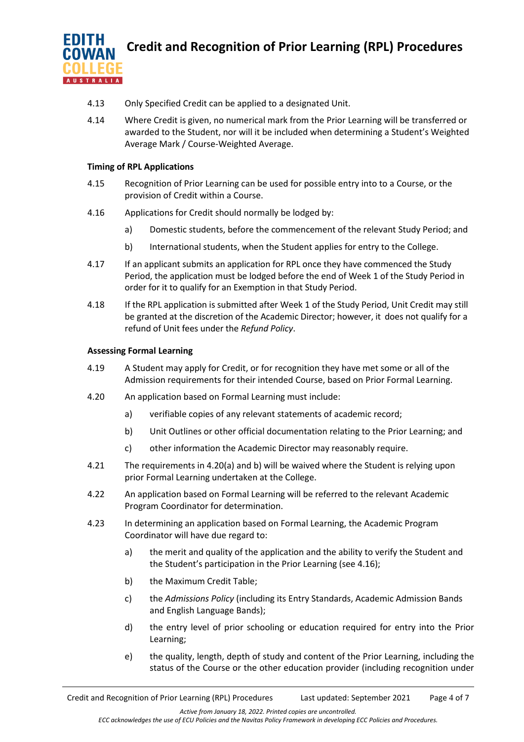4.13 Only Specified Credit can be applied to a designated Unit.

4.14 Where Credit is given, no numerical mark from the Prior Learning will be transferred or awarded to the Student, nor will it be included when determining a Student's Weighted Average Mark / Course-Weighted Average.

**Timing of RPL Applications**

4.15 Recognition of Prior Learning can be used for possible entry into to a Course, or the provision of Credit within a Course.

4.16 Applications for Credit should normally be lodged by:

- a) Domestic students, before the commencement of the relevant Study Period; and
- b) International students, when the Student applies for entry to the College.

4.17 If an applicant submits an application for RPL once they have commenced the Study Period, the application must be lodged before the end of Week 1 of the Study Period in order for it to qualify for an Exemption in that Study Period.

4.18 If the RPL application is submitted after Week 1 of the Study Period, Unit Credit may still be granted at the discretion of the Academic Director; however, it does not qualify for a refund of Unit fees under the *Refund Policy*.

**Assessing Formal Learning**

4.19 A Student may apply for Credit, or for recognition they have met some or all of the Admission requirements for their intended Course, based on Prior Formal Learning.

4.20 An application based on Formal Learning must include:

- a) verifiable copies of any relevant statements of academic record;
- b) Unit Outlines or other official documentation relating to the Prior Learning; and
- c) other information the Academic Director may reasonably require.

4.21 The requirements in 4.20(a) and b) will be waived where the Student is relying upon prior Formal Learning undertaken at the College.

4.22 An application based on Formal Learning will be referred to the relevant Academic Program Coordinator for determination.

4.23 In determining an application based on Formal Learning, the Academic Program Coordinator will have due regard to:

- a) the merit and quality of the application and the ability to verify the Student and the Student's participation in the Prior Learning (see 4.16);
- b) the Maximum Credit Table;
- c) the *Admissions Policy* (including its Entry Standards, Academic Admission Bands and English Language Bands);
- d) the entry level of prior schooling or education required for entry into the Prior Learning;
- e) the quality, length, depth of study and content of the Prior Learning, including the status of the Course or the other education provider (including recognition under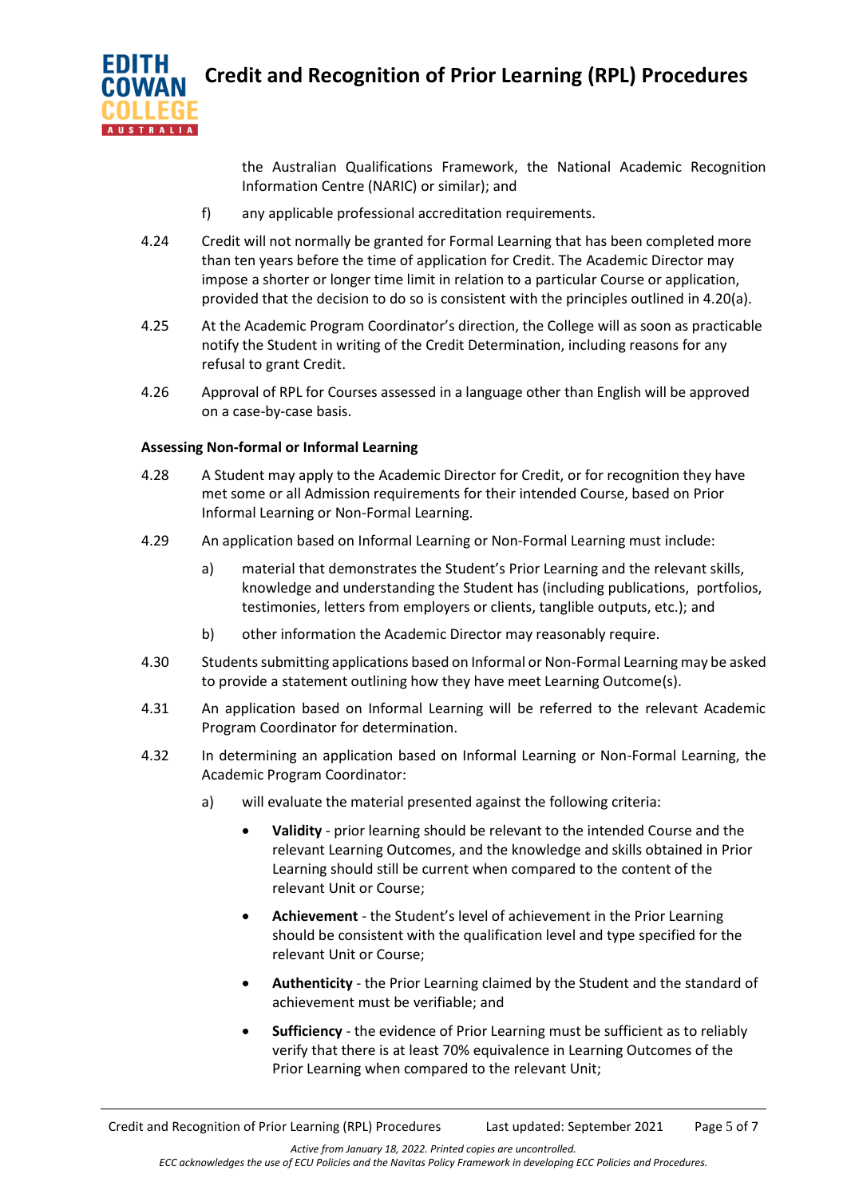the Australian Qualifications Framework, the National Academic Recognition Information Centre (NARIC) or similar); and

f) any applicable professional accreditation requirements.

4.24 Credit will not normally be granted for Formal Learning that has been completed more than ten years before the time of application for Credit. The Academic Director may impose a shorter or longer time limit in relation to a particular Course or application, provided that the decision to do so is consistent with the principles outlined in 4.20(a).

4.25 At the Academic Program Coordinator's direction, the College will as soon as practicable notify the Student in writing of the Credit Determination, including reasons for any refusal to grant Credit.

4.26 Approval of RPL for Courses assessed in a language other than English will be approved on a case-by-case basis.

**Assessing Non-formal or Informal Learning**

4.28 A Student may apply to the Academic Director for Credit, or for recognition they have met some or all Admission requirements for their intended Course, based on Prior Informal Learning or Non-Formal Learning.

4.29 An application based on Informal Learning or Non-Formal Learning must include:

a) material that demonstrates the Student's Prior Learning and the relevant skills, knowledge and understanding the Student has (including publications, portfolios, testimonies, letters from employers or clients, tangible outputs, etc.); and

b) other information the Academic Director may reasonably require.

4.30 Students submitting applications based on Informal or Non-Formal Learning may be asked to provide a statement outlining how they have meet Learning Outcome(s).

4.31 An application based on Informal Learning will be referred to the relevant Academic Program Coordinator for determination.

4.32 In determining an application based on Informal Learning or Non-Formal Learning, the Academic Program Coordinator:

a) will evaluate the material presented against the following criteria:

- **Validity** - prior learning should be relevant to the intended Course and the relevant Learning Outcomes, and the knowledge and skills obtained in Prior Learning should still be current when compared to the content of the relevant Unit or Course;
- **Achievement** - the Student's level of achievement in the Prior Learning should be consistent with the qualification level and type specified for the relevant Unit or Course;
- **Authenticity** - the Prior Learning claimed by the Student and the standard of achievement must be verifiable; and
- **Sufficiency** - the evidence of Prior Learning must be sufficient as to reliably verify that there is at least 70% equivalence in Learning Outcomes of the Prior Learning when compared to the relevant Unit;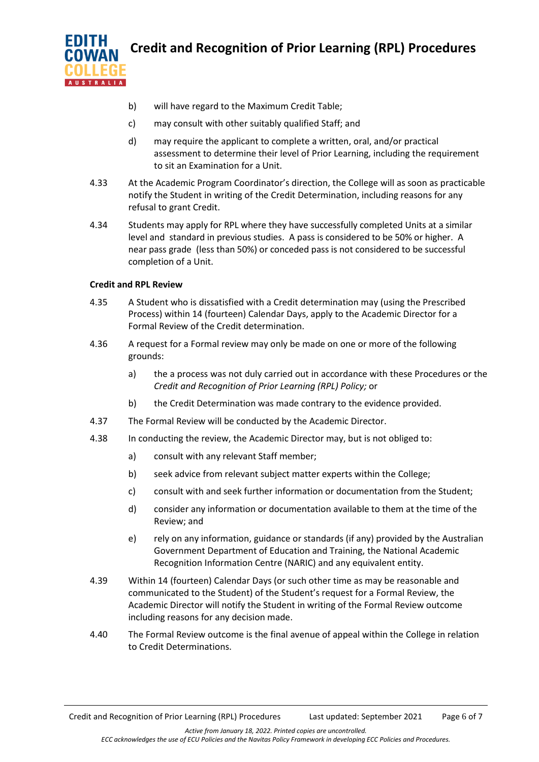b) will have regard to the Maximum Credit Table;

c) may consult with other suitably qualified Staff; and

d) may require the applicant to complete a written, oral, and/or practical assessment to determine their level of Prior Learning, including the requirement to sit an Examination for a Unit.

4.33 At the Academic Program Coordinator's direction, the College will as soon as practicable notify the Student in writing of the Credit Determination, including reasons for any refusal to grant Credit.

4.34 Students may apply for RPL where they have successfully completed Units at a similar level and standard in previous studies. A pass is considered to be 50% or higher. A near pass grade (less than 50%) or conceded pass is not considered to be successful completion of a Unit.

**Credit and RPL Review**

4.35 A Student who is dissatisfied with a Credit determination may (using the Prescribed Process) within 14 (fourteen) Calendar Days, apply to the Academic Director for a Formal Review of the Credit determination.

4.36 A request for a Formal review may only be made on one or more of the following grounds:

a) the a process was not duly carried out in accordance with these Procedures or the *Credit and Recognition of Prior Learning (RPL) Policy;* or

b) the Credit Determination was made contrary to the evidence provided.

4.37 The Formal Review will be conducted by the Academic Director.

4.38 In conducting the review, the Academic Director may, but is not obliged to:

a) consult with any relevant Staff member;

b) seek advice from relevant subject matter experts within the College;

c) consult with and seek further information or documentation from the Student;

d) consider any information or documentation available to them at the time of the Review; and

e) rely on any information, guidance or standards (if any) provided by the Australian Government Department of Education and Training, the National Academic Recognition Information Centre (NARIC) and any equivalent entity.

4.39 Within 14 (fourteen) Calendar Days (or such other time as may be reasonable and communicated to the Student) of the Student's request for a Formal Review, the Academic Director will notify the Student in writing of the Formal Review outcome including reasons for any decision made.

4.40 The Formal Review outcome is the final avenue of appeal within the College in relation to Credit Determinations.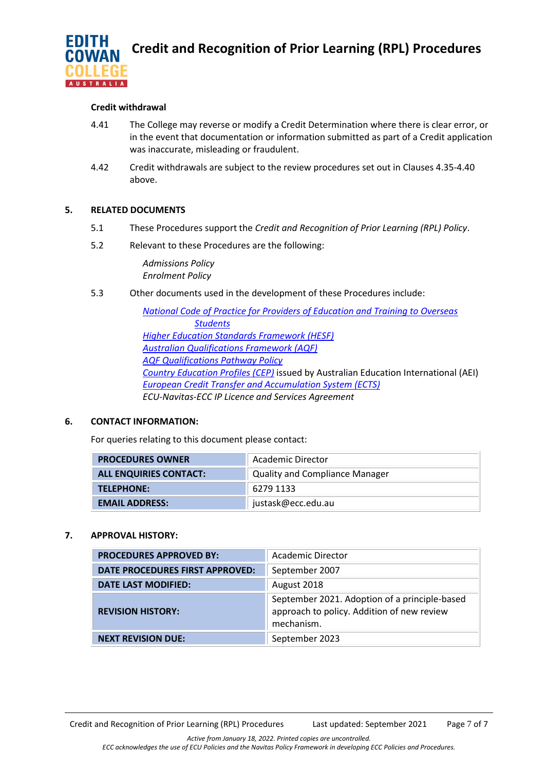### Credit withdrawal

4.41 The College may reverse or modify a Credit Determination where there is clear error, or in the event that documentation or information submitted as part of a Credit application was inaccurate, misleading or fraudulent.

4.42 Credit withdrawals are subject to the review procedures set out in Clauses 4.35-4.40 above.

## 5. RELATED DOCUMENTS

5.1 These Procedures support the *Credit and Recognition of Prior Learning (RPL) Policy*.

5.2 Relevant to these Procedures are the following:

*Admissions Policy*
*Enrolment Policy*

5.3 Other documents used in the development of these Procedures include:

*National Code of Practice for Providers of Education and Training to Overseas Students*
*Higher Education Standards Framework (HESF)*
*Australian Qualifications Framework (AQF)*
*AQF Qualifications Pathway Policy*
*Country Education Profiles (CEP)* issued by Australian Education International (AEI)
*European Credit Transfer and Accumulation System (ECTS)*
*ECU-Navitas-ECC IP Licence and Services Agreement*

## 6. CONTACT INFORMATION:

For queries relating to this document please contact:

| | |
|---|---|
| **PROCEDURES OWNER** | Academic Director |
| **ALL ENQUIRIES CONTACT:** | Quality and Compliance Manager |
| **TELEPHONE:** | 6279 1133 |
| **EMAIL ADDRESS:** | justask@ecc.edu.au |

## 7. APPROVAL HISTORY:

| | |
|---|---|
| **PROCEDURES APPROVED BY:** | Academic Director |
| **DATE PROCEDURES FIRST APPROVED:** | September 2007 |
| **DATE LAST MODIFIED:** | August 2018 |
| **REVISION HISTORY:** | September 2021. Adoption of a principle-based approach to policy. Addition of new review mechanism. |
| **NEXT REVISION DUE:** | September 2023 |